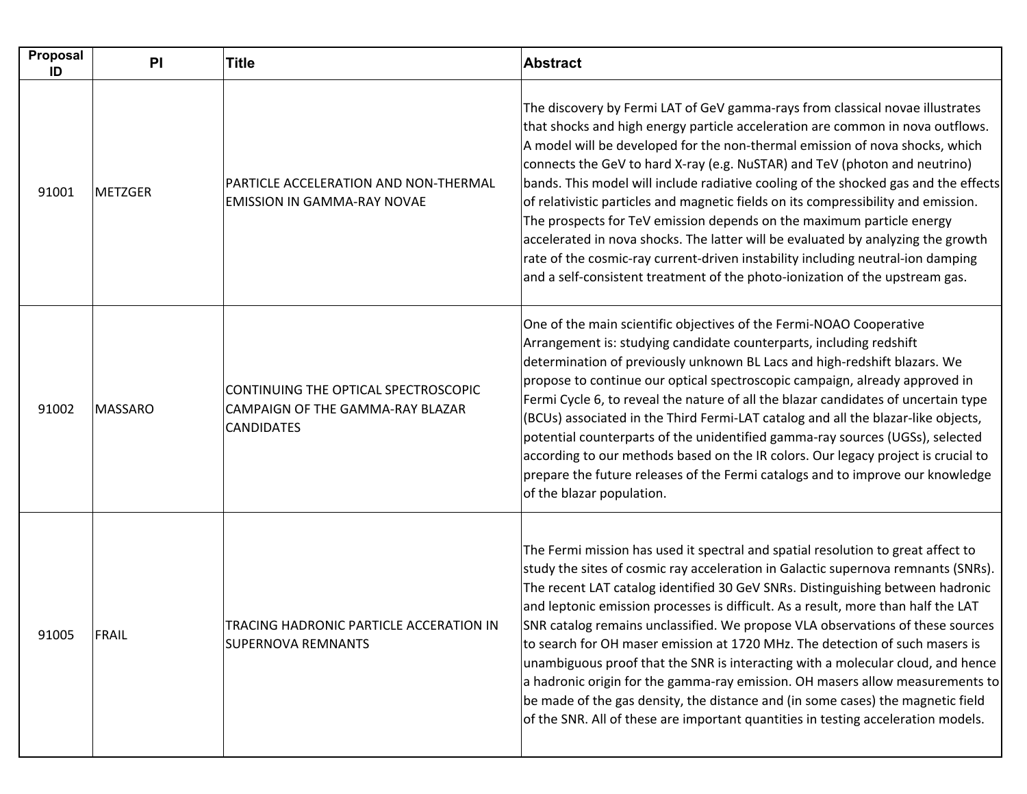| Proposal ID | PI | Title | Abstract |
|---|---|---|---|
| 91001 | METZGER | PARTICLE ACCELERATION AND NON-THERMAL EMISSION IN GAMMA-RAY NOVAE | The discovery by Fermi LAT of GeV gamma-rays from classical novae illustrates that shocks and high energy particle acceleration are common in nova outflows. A model will be developed for the non-thermal emission of nova shocks, which connects the GeV to hard X-ray (e.g. NuSTAR) and TeV (photon and neutrino) bands. This model will include radiative cooling of the shocked gas and the effects of relativistic particles and magnetic fields on its compressibility and emission. The prospects for TeV emission depends on the maximum particle energy accelerated in nova shocks. The latter will be evaluated by analyzing the growth rate of the cosmic-ray current-driven instability including neutral-ion damping and a self-consistent treatment of the photo-ionization of the upstream gas. |
| 91002 | MASSARO | CONTINUING THE OPTICAL SPECTROSCOPIC CAMPAIGN OF THE GAMMA-RAY BLAZAR CANDIDATES | One of the main scientific objectives of the Fermi-NOAO Cooperative Arrangement is: studying candidate counterparts, including redshift determination of previously unknown BL Lacs and high-redshift blazars. We propose to continue our optical spectroscopic campaign, already approved in Fermi Cycle 6, to reveal the nature of all the blazar candidates of uncertain type (BCUs) associated in the Third Fermi-LAT catalog and all the blazar-like objects, potential counterparts of the unidentified gamma-ray sources (UGSs), selected according to our methods based on the IR colors. Our legacy project is crucial to prepare the future releases of the Fermi catalogs and to improve our knowledge of the blazar population. |
| 91005 | FRAIL | TRACING HADRONIC PARTICLE ACCERATION IN SUPERNOVA REMNANTS | The Fermi mission has used it spectral and spatial resolution to great affect to study the sites of cosmic ray acceleration in Galactic supernova remnants (SNRs). The recent LAT catalog identified 30 GeV SNRs. Distinguishing between hadronic and leptonic emission processes is difficult. As a result, more than half the LAT SNR catalog remains unclassified. We propose VLA observations of these sources to search for OH maser emission at 1720 MHz. The detection of such masers is unambiguous proof that the SNR is interacting with a molecular cloud, and hence a hadronic origin for the gamma-ray emission. OH masers allow measurements to be made of the gas density, the distance and (in some cases) the magnetic field of the SNR. All of these are important quantities in testing acceleration models. |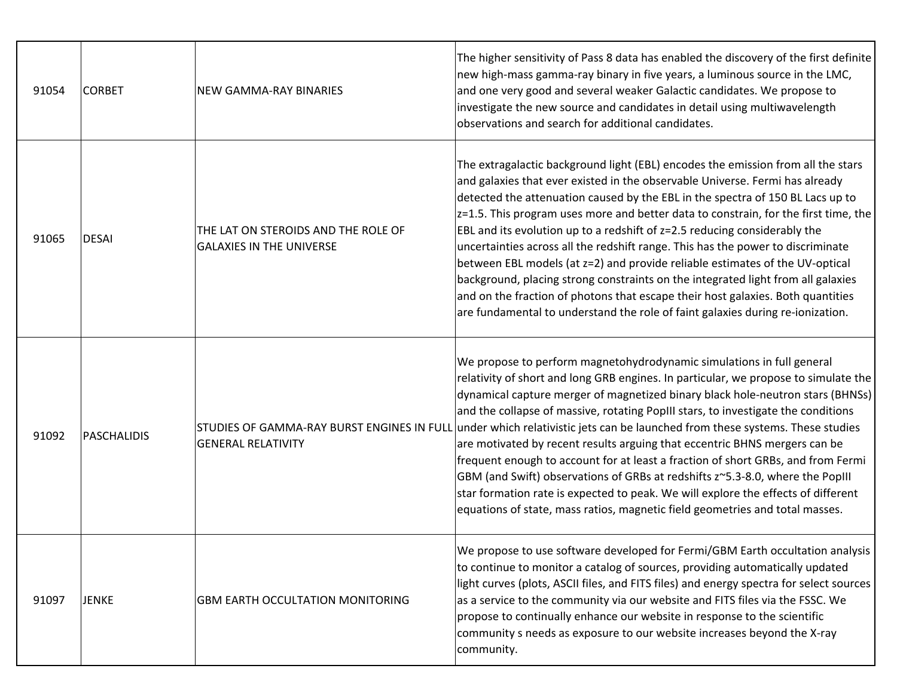| | | | |
|---|---|---|---|
| 91054 | CORBET | NEW GAMMA-RAY BINARIES | The higher sensitivity of Pass 8 data has enabled the discovery of the first definite new high-mass gamma-ray binary in five years, a luminous source in the LMC, and one very good and several weaker Galactic candidates. We propose to investigate the new source and candidates in detail using multiwavelength observations and search for additional candidates. |
| 91065 | DESAI | THE LAT ON STEROIDS AND THE ROLE OF GALAXIES IN THE UNIVERSE | The extragalactic background light (EBL) encodes the emission from all the stars and galaxies that ever existed in the observable Universe. Fermi has already detected the attenuation caused by the EBL in the spectra of 150 BL Lacs up to z=1.5. This program uses more and better data to constrain, for the first time, the EBL and its evolution up to a redshift of z=2.5 reducing considerably the uncertainties across all the redshift range. This has the power to discriminate between EBL models (at z=2) and provide reliable estimates of the UV-optical background, placing strong constraints on the integrated light from all galaxies and on the fraction of photons that escape their host galaxies. Both quantities are fundamental to understand the role of faint galaxies during re-ionization. |
| 91092 | PASCHALIDIS | STUDIES OF GAMMA-RAY BURST ENGINES IN FULL GENERAL RELATIVITY | We propose to perform magnetohydrodynamic simulations in full general relativity of short and long GRB engines. In particular, we propose to simulate the dynamical capture merger of magnetized binary black hole-neutron stars (BHNSs) and the collapse of massive, rotating PopIII stars, to investigate the conditions under which relativistic jets can be launched from these systems. These studies are motivated by recent results arguing that eccentric BHNS mergers can be frequent enough to account for at least a fraction of short GRBs, and from Fermi GBM (and Swift) observations of GRBs at redshifts z~5.3-8.0, where the PopIII star formation rate is expected to peak. We will explore the effects of different equations of state, mass ratios, magnetic field geometries and total masses. |
| 91097 | JENKE | GBM EARTH OCCULTATION MONITORING | We propose to use software developed for Fermi/GBM Earth occultation analysis to continue to monitor a catalog of sources, providing automatically updated light curves (plots, ASCII files, and FITS files) and energy spectra for select sources as a service to the community via our website and FITS files via the FSSC. We propose to continually enhance our website in response to the scientific community s needs as exposure to our website increases beyond the X-ray community. |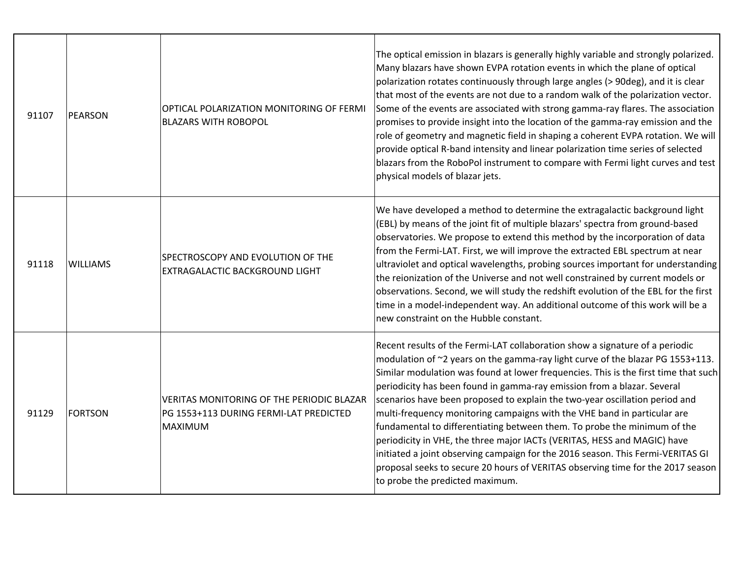| | | | |
|---|---|---|---|
| 91107 | PEARSON | OPTICAL POLARIZATION MONITORING OF FERMI BLAZARS WITH ROBOPOL | The optical emission in blazars is generally highly variable and strongly polarized. Many blazars have shown EVPA rotation events in which the plane of optical polarization rotates continuously through large angles (> 90deg), and it is clear that most of the events are not due to a random walk of the polarization vector. Some of the events are associated with strong gamma-ray flares. The association promises to provide insight into the location of the gamma-ray emission and the role of geometry and magnetic field in shaping a coherent EVPA rotation. We will provide optical R-band intensity and linear polarization time series of selected blazars from the RoboPol instrument to compare with Fermi light curves and test physical models of blazar jets. |
| 91118 | WILLIAMS | SPECTROSCOPY AND EVOLUTION OF THE EXTRAGALACTIC BACKGROUND LIGHT | We have developed a method to determine the extragalactic background light (EBL) by means of the joint fit of multiple blazars' spectra from ground-based observatories. We propose to extend this method by the incorporation of data from the Fermi-LAT. First, we will improve the extracted EBL spectrum at near ultraviolet and optical wavelengths, probing sources important for understanding the reionization of the Universe and not well constrained by current models or observations. Second, we will study the redshift evolution of the EBL for the first time in a model-independent way. An additional outcome of this work will be a new constraint on the Hubble constant. |
| 91129 | FORTSON | VERITAS MONITORING OF THE PERIODIC BLAZAR PG 1553+113 DURING FERMI-LAT PREDICTED MAXIMUM | Recent results of the Fermi-LAT collaboration show a signature of a periodic modulation of ~2 years on the gamma-ray light curve of the blazar PG 1553+113. Similar modulation was found at lower frequencies. This is the first time that such periodicity has been found in gamma-ray emission from a blazar. Several scenarios have been proposed to explain the two-year oscillation period and multi-frequency monitoring campaigns with the VHE band in particular are fundamental to differentiating between them. To probe the minimum of the periodicity in VHE, the three major IACTs (VERITAS, HESS and MAGIC) have initiated a joint observing campaign for the 2016 season. This Fermi-VERITAS GI proposal seeks to secure 20 hours of VERITAS observing time for the 2017 season to probe the predicted maximum. |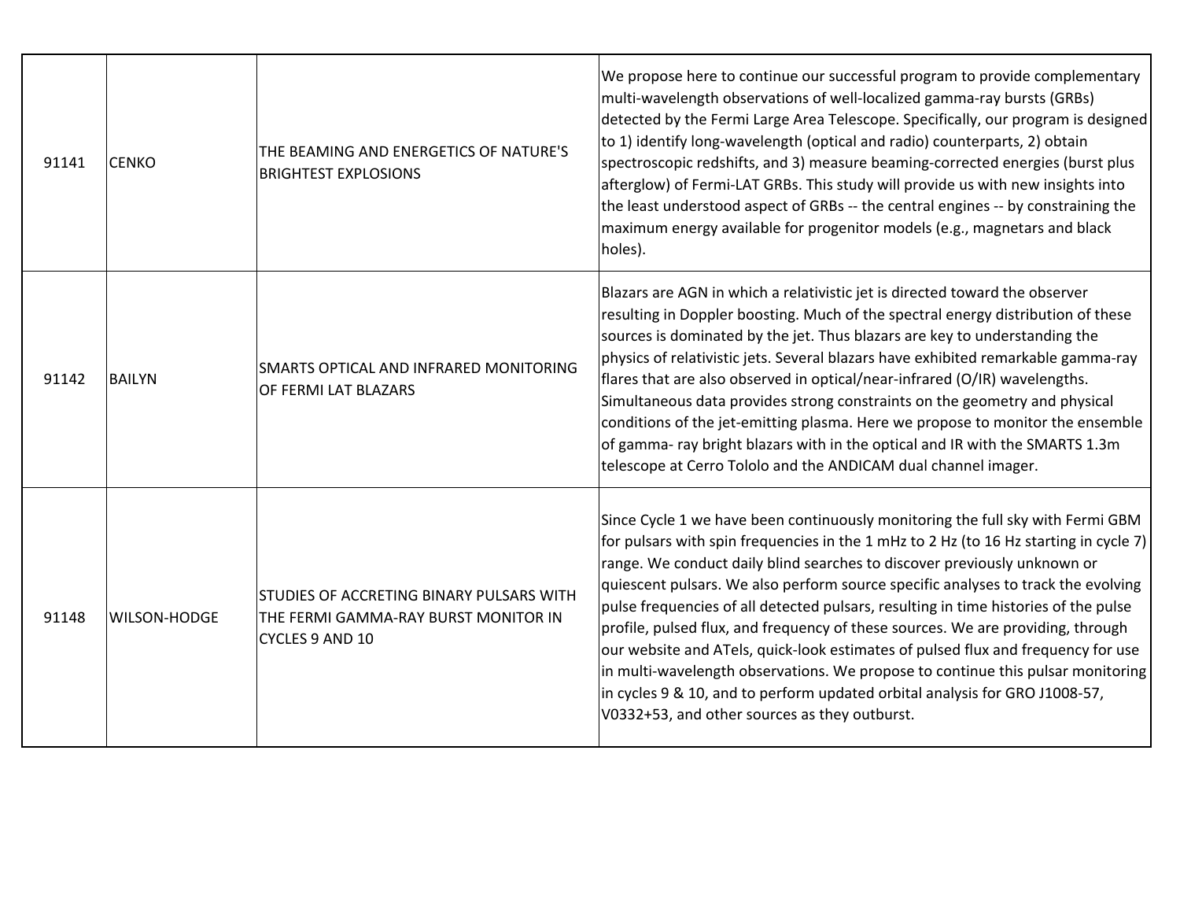| 91141 | CENKO | THE BEAMING AND ENERGETICS OF NATURE'S BRIGHTEST EXPLOSIONS | We propose here to continue our successful program to provide complementary multi-wavelength observations of well-localized gamma-ray bursts (GRBs) detected by the Fermi Large Area Telescope. Specifically, our program is designed to 1) identify long-wavelength (optical and radio) counterparts, 2) obtain spectroscopic redshifts, and 3) measure beaming-corrected energies (burst plus afterglow) of Fermi-LAT GRBs. This study will provide us with new insights into the least understood aspect of GRBs -- the central engines -- by constraining the maximum energy available for progenitor models (e.g., magnetars and black holes). |
|---|---|---|---|
| 91142 | BAILYN | SMARTS OPTICAL AND INFRARED MONITORING OF FERMI LAT BLAZARS | Blazars are AGN in which a relativistic jet is directed toward the observer resulting in Doppler boosting. Much of the spectral energy distribution of these sources is dominated by the jet. Thus blazars are key to understanding the physics of relativistic jets. Several blazars have exhibited remarkable gamma-ray flares that are also observed in optical/near-infrared (O/IR) wavelengths. Simultaneous data provides strong constraints on the geometry and physical conditions of the jet-emitting plasma. Here we propose to monitor the ensemble of gamma- ray bright blazars with in the optical and IR with the SMARTS 1.3m telescope at Cerro Tololo and the ANDICAM dual channel imager. |
| 91148 | WILSON-HODGE | STUDIES OF ACCRETING BINARY PULSARS WITH THE FERMI GAMMA-RAY BURST MONITOR IN CYCLES 9 AND 10 | Since Cycle 1 we have been continuously monitoring the full sky with Fermi GBM for pulsars with spin frequencies in the 1 mHz to 2 Hz (to 16 Hz starting in cycle 7) range. We conduct daily blind searches to discover previously unknown or quiescent pulsars. We also perform source specific analyses to track the evolving pulse frequencies of all detected pulsars, resulting in time histories of the pulse profile, pulsed flux, and frequency of these sources. We are providing, through our website and ATels, quick-look estimates of pulsed flux and frequency for use in multi-wavelength observations. We propose to continue this pulsar monitoring in cycles 9 & 10, and to perform updated orbital analysis for GRO J1008-57, V0332+53, and other sources as they outburst. |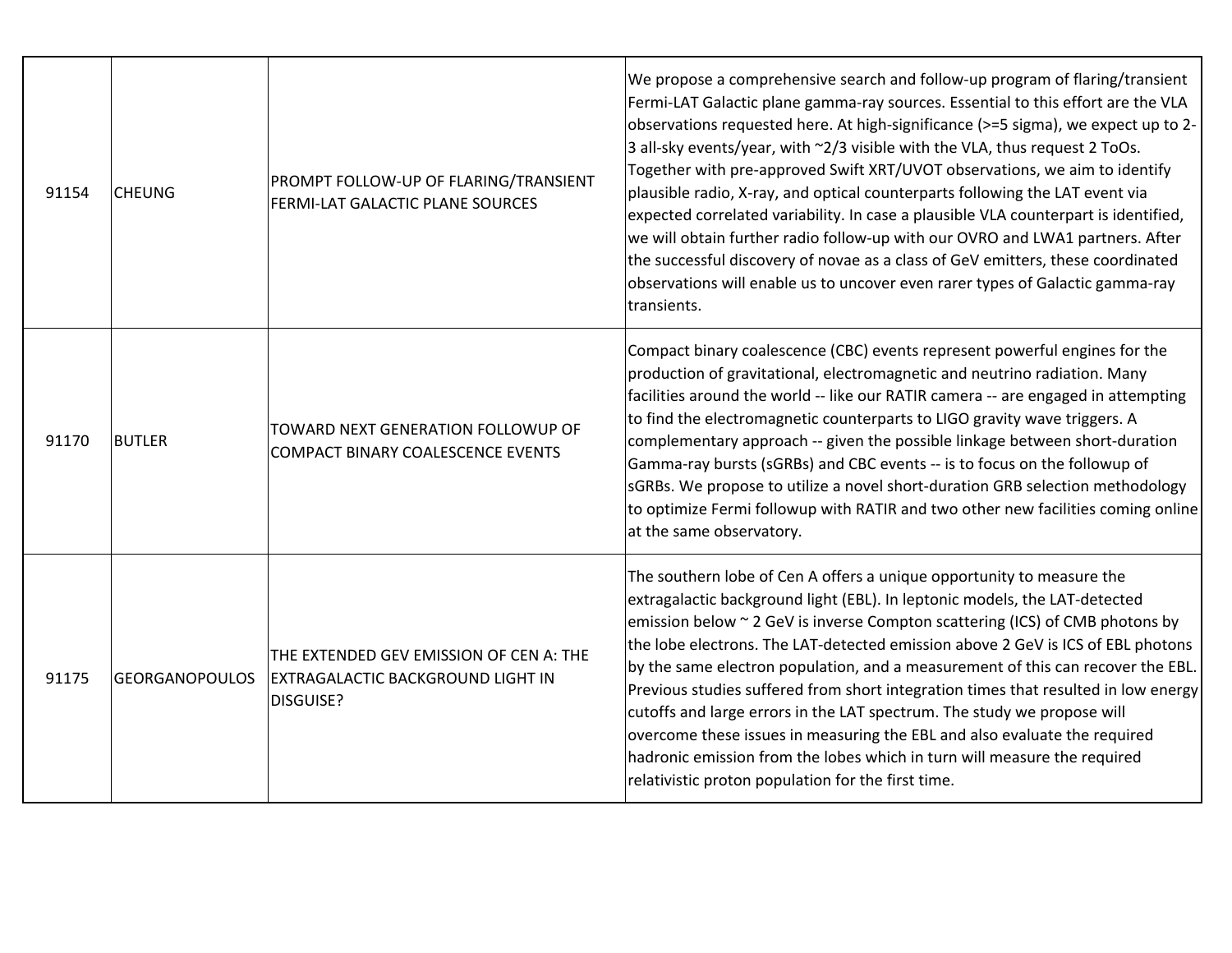| | | | |
|---|---|---|---|
| 91154 | CHEUNG | PROMPT FOLLOW-UP OF FLARING/TRANSIENT FERMI-LAT GALACTIC PLANE SOURCES | We propose a comprehensive search and follow-up program of flaring/transient Fermi-LAT Galactic plane gamma-ray sources. Essential to this effort are the VLA observations requested here. At high-significance (>=5 sigma), we expect up to 2-3 all-sky events/year, with ~2/3 visible with the VLA, thus request 2 ToOs. Together with pre-approved Swift XRT/UVOT observations, we aim to identify plausible radio, X-ray, and optical counterparts following the LAT event via expected correlated variability. In case a plausible VLA counterpart is identified, we will obtain further radio follow-up with our OVRO and LWA1 partners. After the successful discovery of novae as a class of GeV emitters, these coordinated observations will enable us to uncover even rarer types of Galactic gamma-ray transients. |
| 91170 | BUTLER | TOWARD NEXT GENERATION FOLLOWUP OF COMPACT BINARY COALESCENCE EVENTS | Compact binary coalescence (CBC) events represent powerful engines for the production of gravitational, electromagnetic and neutrino radiation. Many facilities around the world -- like our RATIR camera -- are engaged in attempting to find the electromagnetic counterparts to LIGO gravity wave triggers. A complementary approach -- given the possible linkage between short-duration Gamma-ray bursts (sGRBs) and CBC events -- is to focus on the followup of sGRBs. We propose to utilize a novel short-duration GRB selection methodology to optimize Fermi followup with RATIR and two other new facilities coming online at the same observatory. |
| 91175 | GEORGANOPOULOS | THE EXTENDED GEV EMISSION OF CEN A: THE EXTRAGALACTIC BACKGROUND LIGHT IN DISGUISE? | The southern lobe of Cen A offers a unique opportunity to measure the extragalactic background light (EBL). In leptonic models, the LAT-detected emission below ~ 2 GeV is inverse Compton scattering (ICS) of CMB photons by the lobe electrons. The LAT-detected emission above 2 GeV is ICS of EBL photons by the same electron population, and a measurement of this can recover the EBL. Previous studies suffered from short integration times that resulted in low energy cutoffs and large errors in the LAT spectrum. The study we propose will overcome these issues in measuring the EBL and also evaluate the required hadronic emission from the lobes which in turn will measure the required relativistic proton population for the first time. |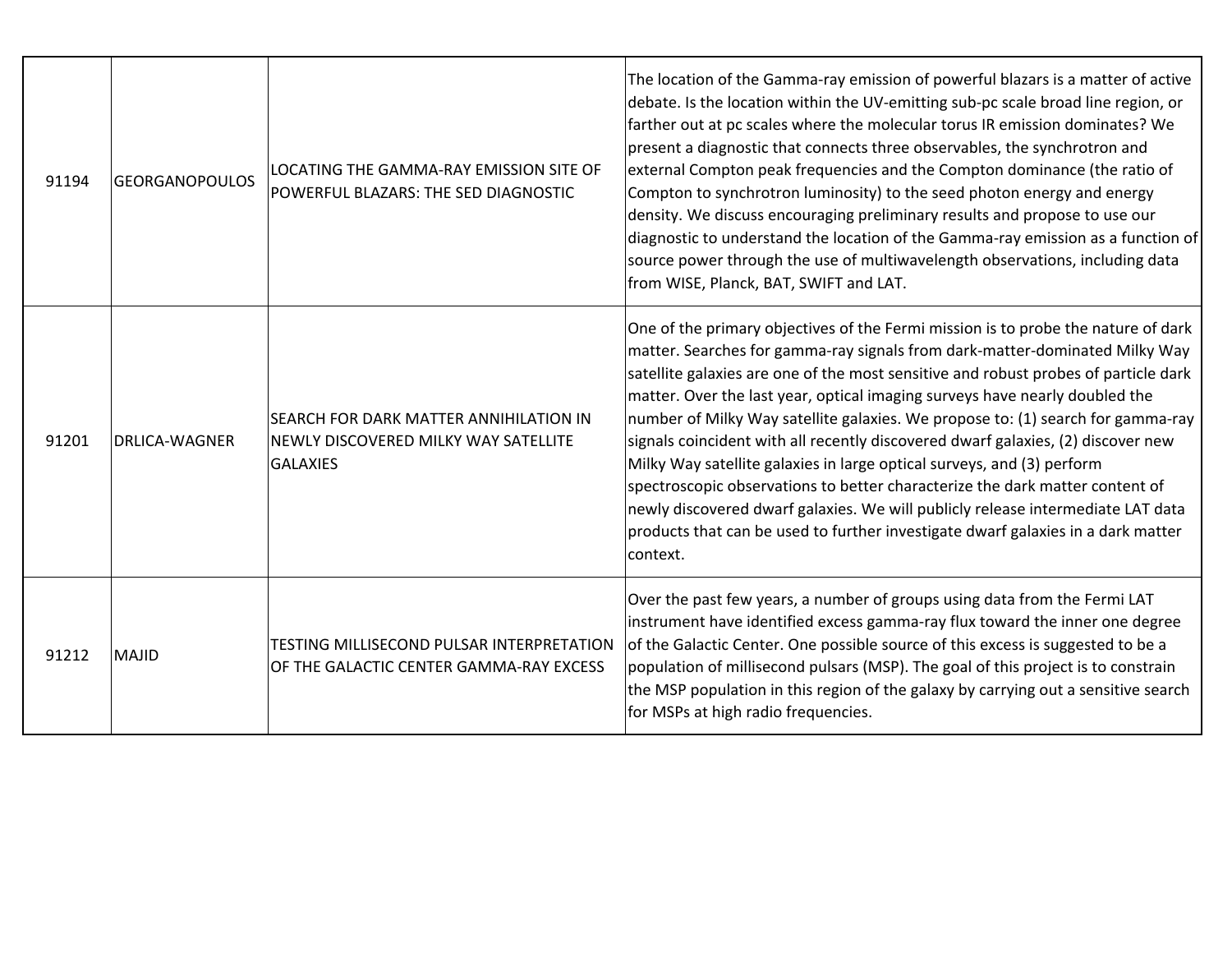| | | | |
|---|---|---|---|
| 91194 | GEORGANOPOULOS | LOCATING THE GAMMA-RAY EMISSION SITE OF POWERFUL BLAZARS: THE SED DIAGNOSTIC | The location of the Gamma-ray emission of powerful blazars is a matter of active debate. Is the location within the UV-emitting sub-pc scale broad line region, or farther out at pc scales where the molecular torus IR emission dominates? We present a diagnostic that connects three observables, the synchrotron and external Compton peak frequencies and the Compton dominance (the ratio of Compton to synchrotron luminosity) to the seed photon energy and energy density. We discuss encouraging preliminary results and propose to use our diagnostic to understand the location of the Gamma-ray emission as a function of source power through the use of multiwavelength observations, including data from WISE, Planck, BAT, SWIFT and LAT. |
| 91201 | DRLICA-WAGNER | SEARCH FOR DARK MATTER ANNIHILATION IN NEWLY DISCOVERED MILKY WAY SATELLITE GALAXIES | One of the primary objectives of the Fermi mission is to probe the nature of dark matter. Searches for gamma-ray signals from dark-matter-dominated Milky Way satellite galaxies are one of the most sensitive and robust probes of particle dark matter. Over the last year, optical imaging surveys have nearly doubled the number of Milky Way satellite galaxies. We propose to: (1) search for gamma-ray signals coincident with all recently discovered dwarf galaxies, (2) discover new Milky Way satellite galaxies in large optical surveys, and (3) perform spectroscopic observations to better characterize the dark matter content of newly discovered dwarf galaxies. We will publicly release intermediate LAT data products that can be used to further investigate dwarf galaxies in a dark matter context. |
| 91212 | MAJID | TESTING MILLISECOND PULSAR INTERPRETATION OF THE GALACTIC CENTER GAMMA-RAY EXCESS | Over the past few years, a number of groups using data from the Fermi LAT instrument have identified excess gamma-ray flux toward the inner one degree of the Galactic Center. One possible source of this excess is suggested to be a population of millisecond pulsars (MSP). The goal of this project is to constrain the MSP population in this region of the galaxy by carrying out a sensitive search for MSPs at high radio frequencies. |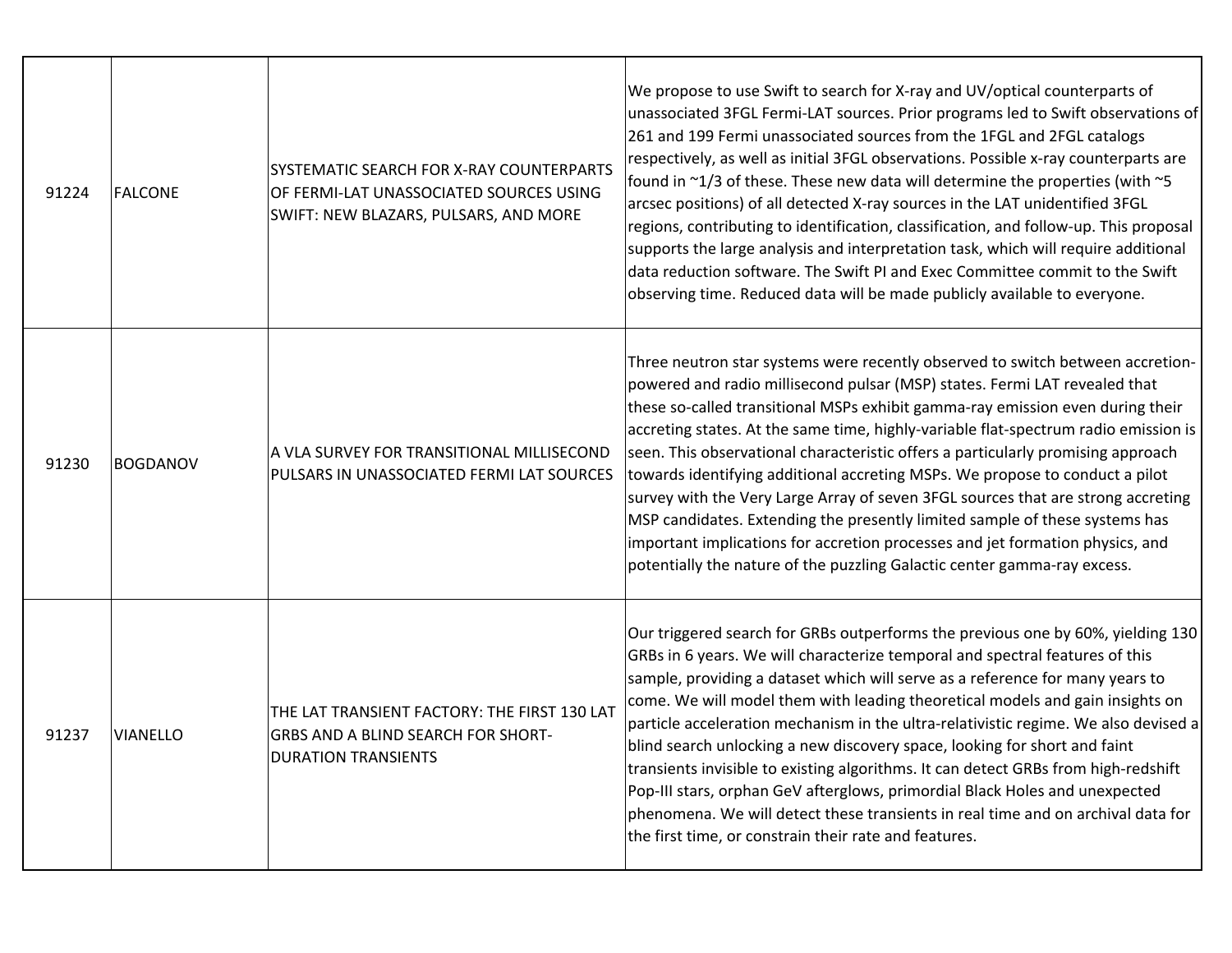| | | | |
|---|---|---|---|
| 91224 | FALCONE | SYSTEMATIC SEARCH FOR X-RAY COUNTERPARTS OF FERMI-LAT UNASSOCIATED SOURCES USING SWIFT: NEW BLAZARS, PULSARS, AND MORE | We propose to use Swift to search for X-ray and UV/optical counterparts of unassociated 3FGL Fermi-LAT sources. Prior programs led to Swift observations of 261 and 199 Fermi unassociated sources from the 1FGL and 2FGL catalogs respectively, as well as initial 3FGL observations. Possible x-ray counterparts are found in ~1/3 of these. These new data will determine the properties (with ~5 arcsec positions) of all detected X-ray sources in the LAT unidentified 3FGL regions, contributing to identification, classification, and follow-up. This proposal supports the large analysis and interpretation task, which will require additional data reduction software. The Swift PI and Exec Committee commit to the Swift observing time. Reduced data will be made publicly available to everyone. |
| 91230 | BOGDANOV | A VLA SURVEY FOR TRANSITIONAL MILLISECOND PULSARS IN UNASSOCIATED FERMI LAT SOURCES | Three neutron star systems were recently observed to switch between accretion-powered and radio millisecond pulsar (MSP) states. Fermi LAT revealed that these so-called transitional MSPs exhibit gamma-ray emission even during their accreting states. At the same time, highly-variable flat-spectrum radio emission is seen. This observational characteristic offers a particularly promising approach towards identifying additional accreting MSPs. We propose to conduct a pilot survey with the Very Large Array of seven 3FGL sources that are strong accreting MSP candidates. Extending the presently limited sample of these systems has important implications for accretion processes and jet formation physics, and potentially the nature of the puzzling Galactic center gamma-ray excess. |
| 91237 | VIANELLO | THE LAT TRANSIENT FACTORY: THE FIRST 130 LAT GRBS AND A BLIND SEARCH FOR SHORT-DURATION TRANSIENTS | Our triggered search for GRBs outperforms the previous one by 60%, yielding 130 GRBs in 6 years. We will characterize temporal and spectral features of this sample, providing a dataset which will serve as a reference for many years to come. We will model them with leading theoretical models and gain insights on particle acceleration mechanism in the ultra-relativistic regime. We also devised a blind search unlocking a new discovery space, looking for short and faint transients invisible to existing algorithms. It can detect GRBs from high-redshift Pop-III stars, orphan GeV afterglows, primordial Black Holes and unexpected phenomena. We will detect these transients in real time and on archival data for the first time, or constrain their rate and features. |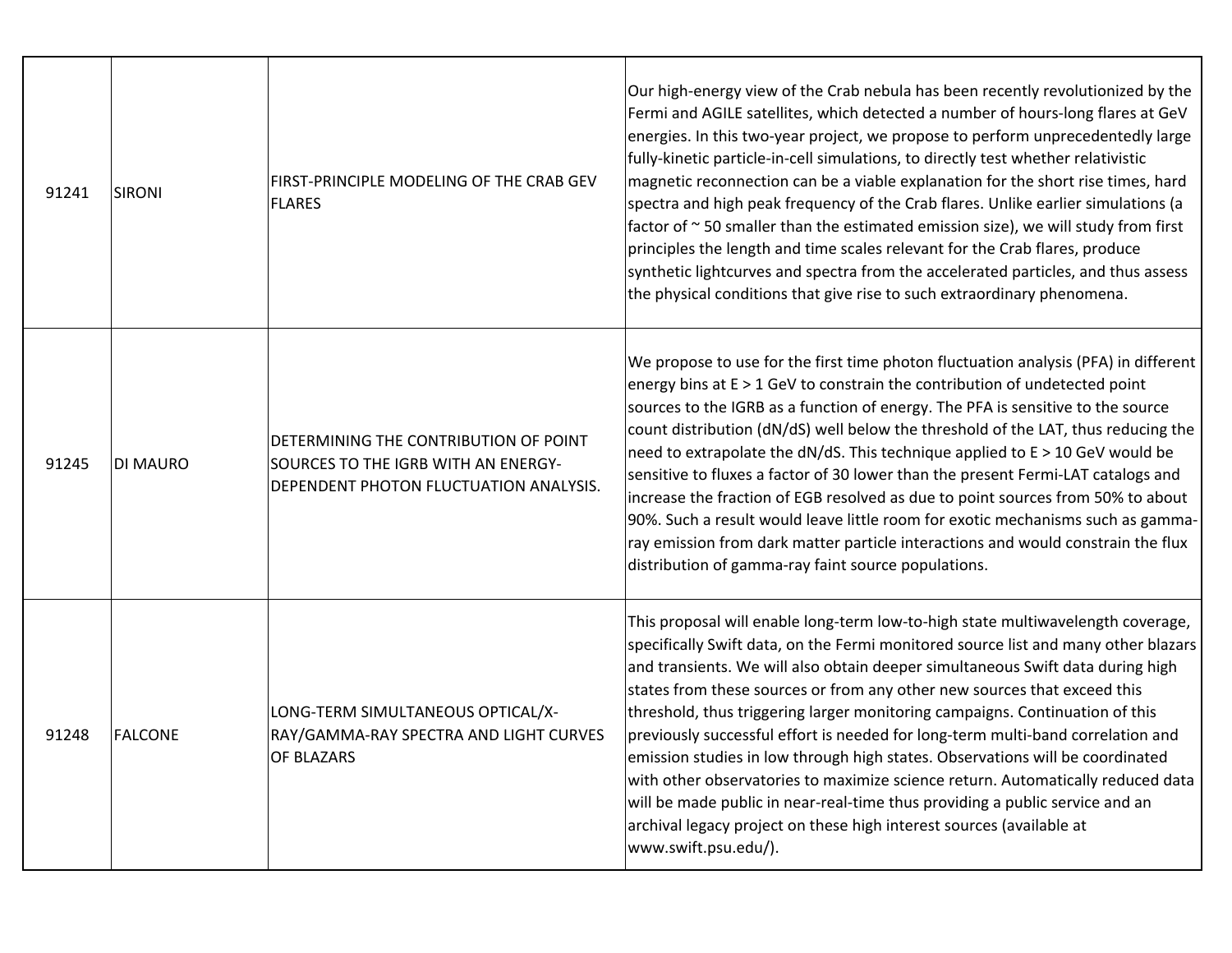| | | | |
|---|---|---|---|
| 91241 | SIRONI | FIRST-PRINCIPLE MODELING OF THE CRAB GEV FLARES | Our high-energy view of the Crab nebula has been recently revolutionized by the Fermi and AGILE satellites, which detected a number of hours-long flares at GeV energies. In this two-year project, we propose to perform unprecedentedly large fully-kinetic particle-in-cell simulations, to directly test whether relativistic magnetic reconnection can be a viable explanation for the short rise times, hard spectra and high peak frequency of the Crab flares. Unlike earlier simulations (a factor of ~ 50 smaller than the estimated emission size), we will study from first principles the length and time scales relevant for the Crab flares, produce synthetic lightcurves and spectra from the accelerated particles, and thus assess the physical conditions that give rise to such extraordinary phenomena. |
| 91245 | DI MAURO | DETERMINING THE CONTRIBUTION OF POINT SOURCES TO THE IGRB WITH AN ENERGY-DEPENDENT PHOTON FLUCTUATION ANALYSIS. | We propose to use for the first time photon fluctuation analysis (PFA) in different energy bins at $E > 1$ GeV to constrain the contribution of undetected point sources to the IGRB as a function of energy. The PFA is sensitive to the source count distribution ($dN/dS$) well below the threshold of the LAT, thus reducing the need to extrapolate the $dN/dS$. This technique applied to $E > 10$ GeV would be sensitive to fluxes a factor of 30 lower than the present Fermi-LAT catalogs and increase the fraction of EGB resolved as due to point sources from 50% to about 90%. Such a result would leave little room for exotic mechanisms such as gamma-ray emission from dark matter particle interactions and would constrain the flux distribution of gamma-ray faint source populations. |
| 91248 | FALCONE | LONG-TERM SIMULTANEOUS OPTICAL/X-RAY/GAMMA-RAY SPECTRA AND LIGHT CURVES OF BLAZARS | This proposal will enable long-term low-to-high state multiwavelength coverage, specifically Swift data, on the Fermi monitored source list and many other blazars and transients. We will also obtain deeper simultaneous Swift data during high states from these sources or from any other new sources that exceed this threshold, thus triggering larger monitoring campaigns. Continuation of this previously successful effort is needed for long-term multi-band correlation and emission studies in low through high states. Observations will be coordinated with other observatories to maximize science return. Automatically reduced data will be made public in near-real-time thus providing a public service and an archival legacy project on these high interest sources (available at www.swift.psu.edu/). |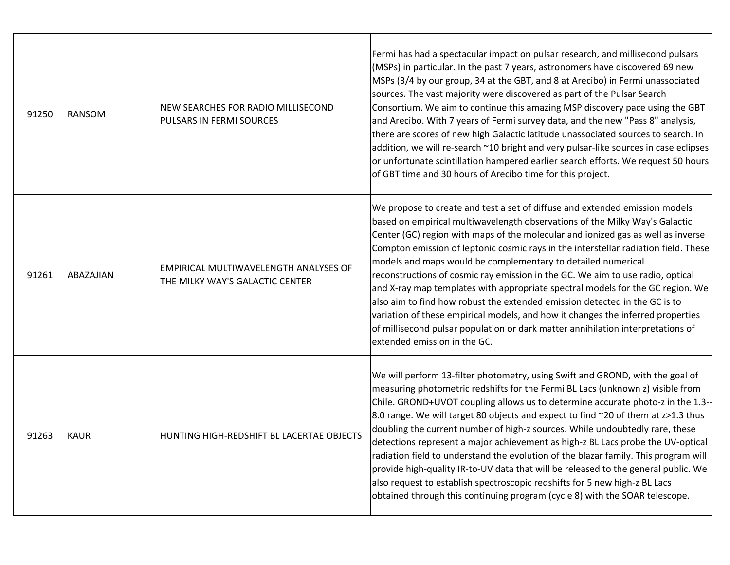| | | | |
|---|---|---|---|
| 91250 | RANSOM | NEW SEARCHES FOR RADIO MILLISECOND PULSARS IN FERMI SOURCES | Fermi has had a spectacular impact on pulsar research, and millisecond pulsars (MSPs) in particular. In the past 7 years, astronomers have discovered 69 new MSPs (3/4 by our group, 34 at the GBT, and 8 at Arecibo) in Fermi unassociated sources. The vast majority were discovered as part of the Pulsar Search Consortium. We aim to continue this amazing MSP discovery pace using the GBT and Arecibo. With 7 years of Fermi survey data, and the new "Pass 8" analysis, there are scores of new high Galactic latitude unassociated sources to search. In addition, we will re-search ~10 bright and very pulsar-like sources in case eclipses or unfortunate scintillation hampered earlier search efforts. We request 50 hours of GBT time and 30 hours of Arecibo time for this project. |
| 91261 | ABAZAJIAN | EMPIRICAL MULTIWAVELENGTH ANALYSES OF THE MILKY WAY'S GALACTIC CENTER | We propose to create and test a set of diffuse and extended emission models based on empirical multiwavelength observations of the Milky Way's Galactic Center (GC) region with maps of the molecular and ionized gas as well as inverse Compton emission of leptonic cosmic rays in the interstellar radiation field. These models and maps would be complementary to detailed numerical reconstructions of cosmic ray emission in the GC. We aim to use radio, optical and X-ray map templates with appropriate spectral models for the GC region. We also aim to find how robust the extended emission detected in the GC is to variation of these empirical models, and how it changes the inferred properties of millisecond pulsar population or dark matter annihilation interpretations of extended emission in the GC. |
| 91263 | KAUR | HUNTING HIGH-REDSHIFT BL LACERTAE OBJECTS | We will perform 13-filter photometry, using Swift and GROND, with the goal of measuring photometric redshifts for the Fermi BL Lacs (unknown z) visible from Chile. GROND+UVOT coupling allows us to determine accurate photo-z in the 1.3--8.0 range. We will target 80 objects and expect to find ~20 of them at z>1.3 thus doubling the current number of high-z sources. While undoubtedly rare, these detections represent a major achievement as high-z BL Lacs probe the UV-optical radiation field to understand the evolution of the blazar family. This program will provide high-quality IR-to-UV data that will be released to the general public. We also request to establish spectroscopic redshifts for 5 new high-z BL Lacs obtained through this continuing program (cycle 8) with the SOAR telescope. |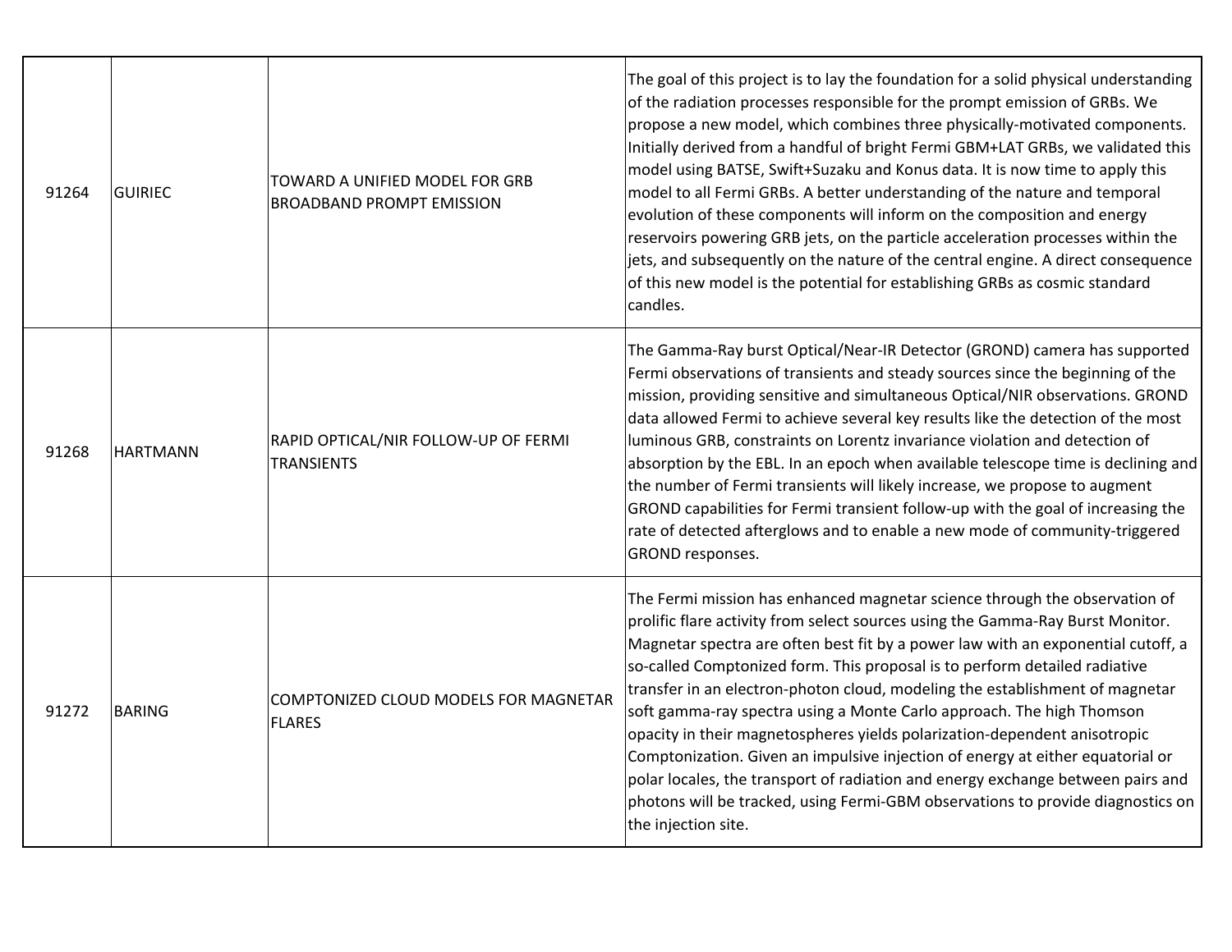| | | | |
|---|---|---|---|
| 91264 | GUIRIEC | TOWARD A UNIFIED MODEL FOR GRB BROADBAND PROMPT EMISSION | The goal of this project is to lay the foundation for a solid physical understanding of the radiation processes responsible for the prompt emission of GRBs. We propose a new model, which combines three physically-motivated components. Initially derived from a handful of bright Fermi GBM+LAT GRBs, we validated this model using BATSE, Swift+Suzaku and Konus data. It is now time to apply this model to all Fermi GRBs. A better understanding of the nature and temporal evolution of these components will inform on the composition and energy reservoirs powering GRB jets, on the particle acceleration processes within the jets, and subsequently on the nature of the central engine. A direct consequence of this new model is the potential for establishing GRBs as cosmic standard candles. |
| 91268 | HARTMANN | RAPID OPTICAL/NIR FOLLOW-UP OF FERMI TRANSIENTS | The Gamma-Ray burst Optical/Near-IR Detector (GROND) camera has supported Fermi observations of transients and steady sources since the beginning of the mission, providing sensitive and simultaneous Optical/NIR observations. GROND data allowed Fermi to achieve several key results like the detection of the most luminous GRB, constraints on Lorentz invariance violation and detection of absorption by the EBL. In an epoch when available telescope time is declining and the number of Fermi transients will likely increase, we propose to augment GROND capabilities for Fermi transient follow-up with the goal of increasing the rate of detected afterglows and to enable a new mode of community-triggered GROND responses. |
| 91272 | BARING | COMPTONIZED CLOUD MODELS FOR MAGNETAR FLARES | The Fermi mission has enhanced magnetar science through the observation of prolific flare activity from select sources using the Gamma-Ray Burst Monitor. Magnetar spectra are often best fit by a power law with an exponential cutoff, a so-called Comptonized form. This proposal is to perform detailed radiative transfer in an electron-photon cloud, modeling the establishment of magnetar soft gamma-ray spectra using a Monte Carlo approach. The high Thomson opacity in their magnetospheres yields polarization-dependent anisotropic Comptonization. Given an impulsive injection of energy at either equatorial or polar locales, the transport of radiation and energy exchange between pairs and photons will be tracked, using Fermi-GBM observations to provide diagnostics on the injection site. |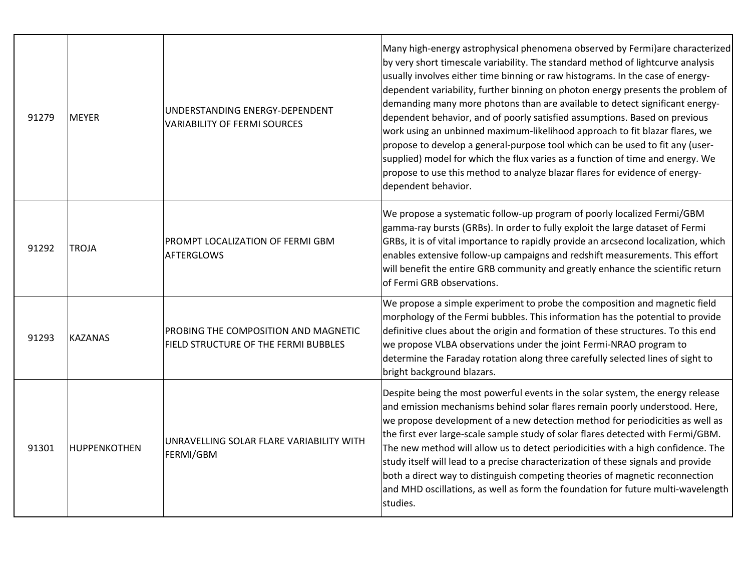| | | | |
|---|---|---|---|
| 91279 | MEYER | UNDERSTANDING ENERGY-DEPENDENT VARIABILITY OF FERMI SOURCES | Many high-energy astrophysical phenomena observed by Fermi}are characterized by very short timescale variability. The standard method of lightcurve analysis usually involves either time binning or raw histograms. In the case of energy-dependent variability, further binning on photon energy presents the problem of demanding many more photons than are available to detect significant energy-dependent behavior, and of poorly satisfied assumptions. Based on previous work using an unbinned maximum-likelihood approach to fit blazar flares, we propose to develop a general-purpose tool which can be used to fit any (user-supplied) model for which the flux varies as a function of time and energy. We propose to use this method to analyze blazar flares for evidence of energy-dependent behavior. |
| 91292 | TROJA | PROMPT LOCALIZATION OF FERMI GBM AFTERGLOWS | We propose a systematic follow-up program of poorly localized Fermi/GBM gamma-ray bursts (GRBs). In order to fully exploit the large dataset of Fermi GRBs, it is of vital importance to rapidly provide an arcsecond localization, which enables extensive follow-up campaigns and redshift measurements. This effort will benefit the entire GRB community and greatly enhance the scientific return of Fermi GRB observations. |
| 91293 | KAZANAS | PROBING THE COMPOSITION AND MAGNETIC FIELD STRUCTURE OF THE FERMI BUBBLES | We propose a simple experiment to probe the composition and magnetic field morphology of the Fermi bubbles. This information has the potential to provide definitive clues about the origin and formation of these structures. To this end we propose VLBA observations under the joint Fermi-NRAO program to determine the Faraday rotation along three carefully selected lines of sight to bright background blazars. |
| 91301 | HUPPENKOTHEN | UNRAVELLING SOLAR FLARE VARIABILITY WITH FERMI/GBM | Despite being the most powerful events in the solar system, the energy release and emission mechanisms behind solar flares remain poorly understood. Here, we propose development of a new detection method for periodicities as well as the first ever large-scale sample study of solar flares detected with Fermi/GBM. The new method will allow us to detect periodicities with a high confidence. The study itself will lead to a precise characterization of these signals and provide both a direct way to distinguish competing theories of magnetic reconnection and MHD oscillations, as well as form the foundation for future multi-wavelength studies. |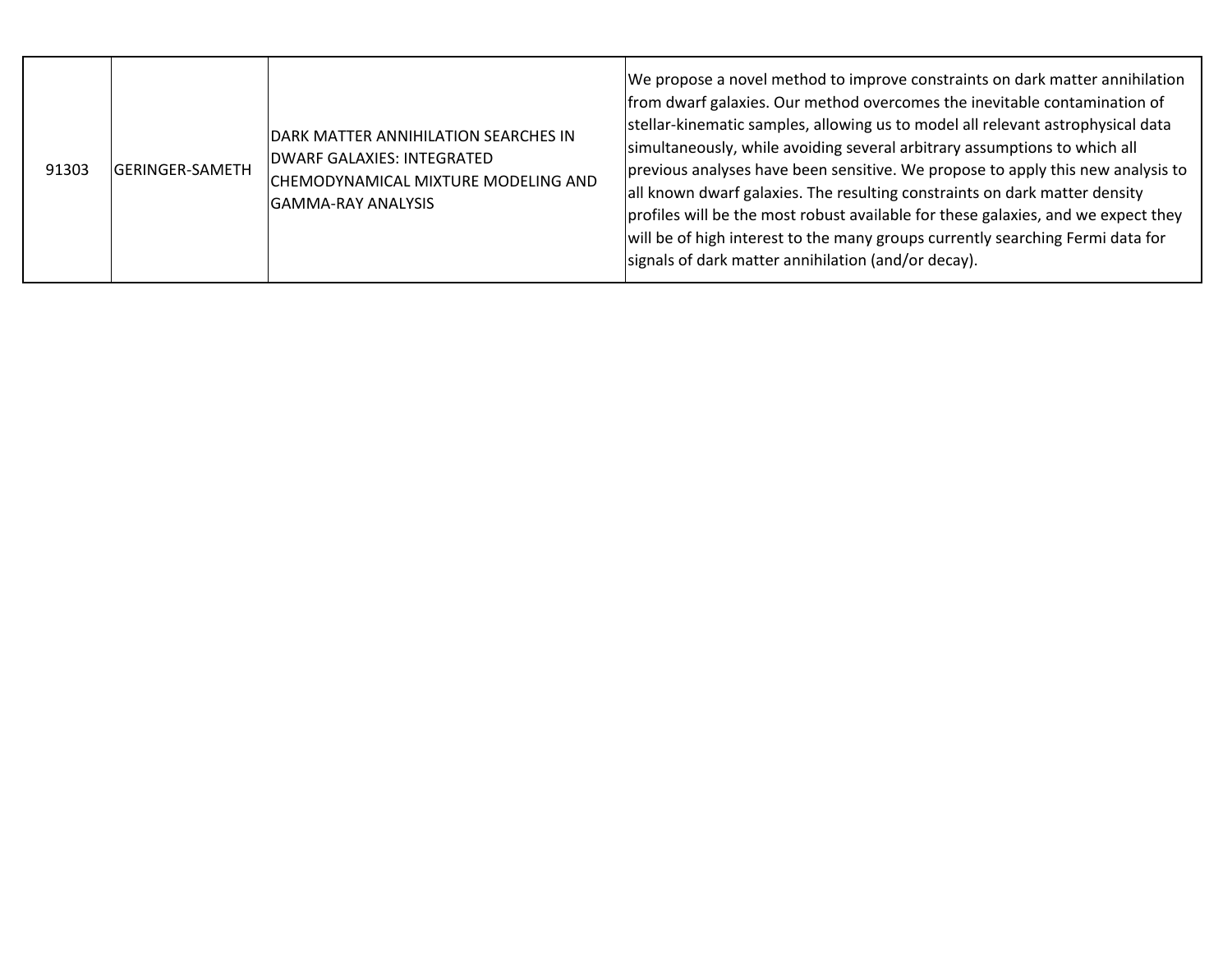| | | | |
|---|---|---|---|
| 91303 | GERINGER-SAMETH | DARK MATTER ANNIHILATION SEARCHES IN DWARF GALAXIES: INTEGRATED CHEMODYNAMICAL MIXTURE MODELING AND GAMMA-RAY ANALYSIS | We propose a novel method to improve constraints on dark matter annihilation from dwarf galaxies. Our method overcomes the inevitable contamination of stellar-kinematic samples, allowing us to model all relevant astrophysical data simultaneously, while avoiding several arbitrary assumptions to which all previous analyses have been sensitive. We propose to apply this new analysis to all known dwarf galaxies. The resulting constraints on dark matter density profiles will be the most robust available for these galaxies, and we expect they will be of high interest to the many groups currently searching Fermi data for signals of dark matter annihilation (and/or decay). |